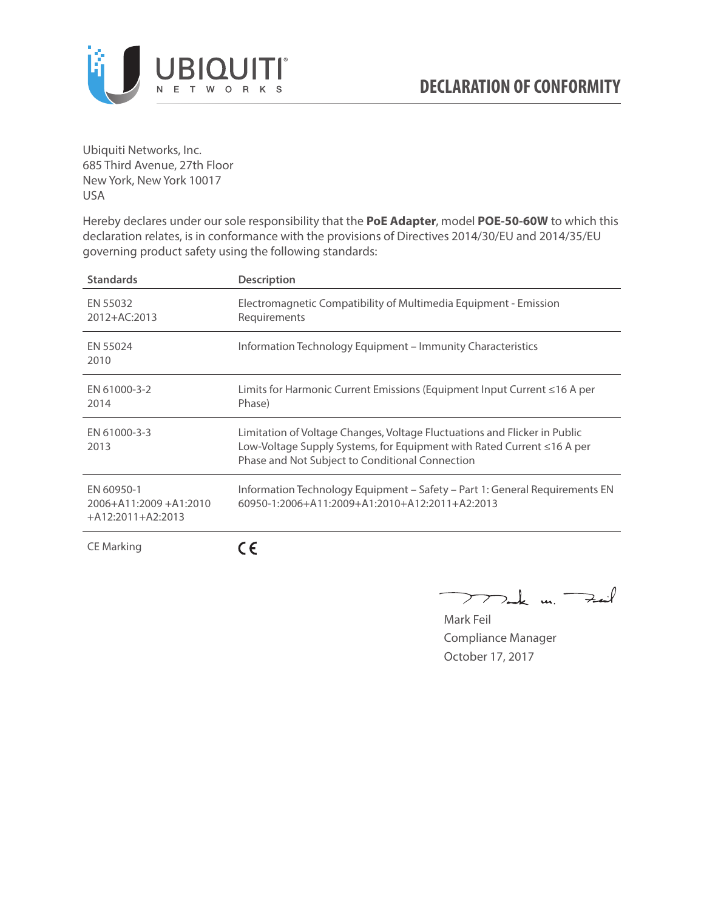# DECLARATION OF CONFORMITY

Ubiquiti Networks, Inc.
685 Third Avenue, 27th Floor
New York, New York 10017
USA

Hereby declares under our sole responsibility that the **PoE Adapter**, model **POE-50-60W** to which this declaration relates, is in conformance with the provisions of Directives 2014/30/EU and 2014/35/EU governing product safety using the following standards:

| Standards | Description |
| --- | --- |
| EN 55032 2012+AC:2013 | Electromagnetic Compatibility of Multimedia Equipment - Emission Requirements |
| EN 55024 2010 | Information Technology Equipment – Immunity Characteristics |
| EN 61000-3-2 2014 | Limits for Harmonic Current Emissions (Equipment Input Current ≤16 A per Phase) |
| EN 61000-3-3 2013 | Limitation of Voltage Changes, Voltage Fluctuations and Flicker in Public Low-Voltage Supply Systems, for Equipment with Rated Current ≤16 A per Phase and Not Subject to Conditional Connection |
| EN 60950-1 2006+A11:2009 +A1:2010 +A12:2011+A2:2013 | Information Technology Equipment – Safety – Part 1: General Requirements EN 60950-1:2006+A11:2009+A1:2010+A12:2011+A2:2013 |
| CE Marking | CE |

Mark Feil
Compliance Manager
October 17, 2017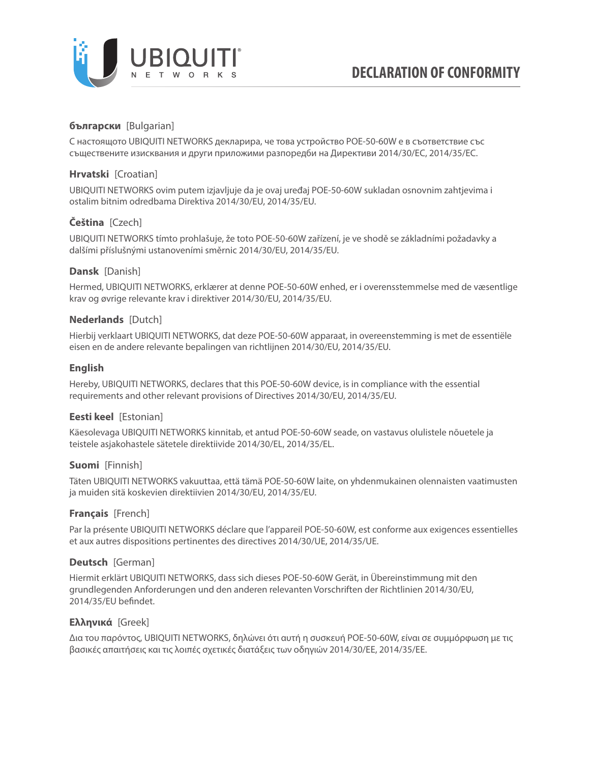# DECLARATION OF CONFORMITY

**български** [Bulgarian]

С настоящото UBIQUITI NETWORKS декларира, че това устройство POE-50-60W е в съответствие със съществените изисквания и други приложими разпоредби на Директиви 2014/30/ЕС, 2014/35/ЕС.

**Hrvatski** [Croatian]

UBIQUITI NETWORKS ovim putem izjavljuje da je ovaj uređaj POE-50-60W sukladan osnovnim zahtjevima i ostalim bitnim odredbama Direktiva 2014/30/EU, 2014/35/EU.

**Čeština** [Czech]

UBIQUITI NETWORKS tímto prohlašuje, že toto POE-50-60W zařízení, je ve shodě se základními požadavky a dalšími příslušnými ustanoveními směrnic 2014/30/EU, 2014/35/EU.

**Dansk** [Danish]

Hermed, UBIQUITI NETWORKS, erklærer at denne POE-50-60W enhed, er i overensstemmelse med de væsentlige krav og øvrige relevante krav i direktiver 2014/30/EU, 2014/35/EU.

**Nederlands** [Dutch]

Hierbij verklaart UBIQUITI NETWORKS, dat deze POE-50-60W apparaat, in overeenstemming is met de essentiële eisen en de andere relevante bepalingen van richtlijnen 2014/30/EU, 2014/35/EU.

**English**

Hereby, UBIQUITI NETWORKS, declares that this POE-50-60W device, is in compliance with the essential requirements and other relevant provisions of Directives 2014/30/EU, 2014/35/EU.

**Eesti keel** [Estonian]

Käesolevaga UBIQUITI NETWORKS kinnitab, et antud POE-50-60W seade, on vastavus olulistele nõuetele ja teistele asjakohastele sätetele direktiivide 2014/30/EL, 2014/35/EL.

**Suomi** [Finnish]

Täten UBIQUITI NETWORKS vakuuttaa, että tämä POE-50-60W laite, on yhdenmukainen olennaisten vaatimusten ja muiden sitä koskevien direktiivien 2014/30/EU, 2014/35/EU.

**Français** [French]

Par la présente UBIQUITI NETWORKS déclare que l'appareil POE-50-60W, est conforme aux exigences essentielles et aux autres dispositions pertinentes des directives 2014/30/UE, 2014/35/UE.

**Deutsch** [German]

Hiermit erklärt UBIQUITI NETWORKS, dass sich dieses POE-50-60W Gerät, in Übereinstimmung mit den grundlegenden Anforderungen und den anderen relevanten Vorschriften der Richtlinien 2014/30/EU, 2014/35/EU befindet.

**Ελληνικά** [Greek]

Δια του παρόντος, UBIQUITI NETWORKS, δηλώνει ότι αυτή η συσκευή POE-50-60W, είναι σε συμμόρφωση με τις βασικές απαιτήσεις και τις λοιπές σχετικές διατάξεις των οδηγιών 2014/30/EE, 2014/35/EE.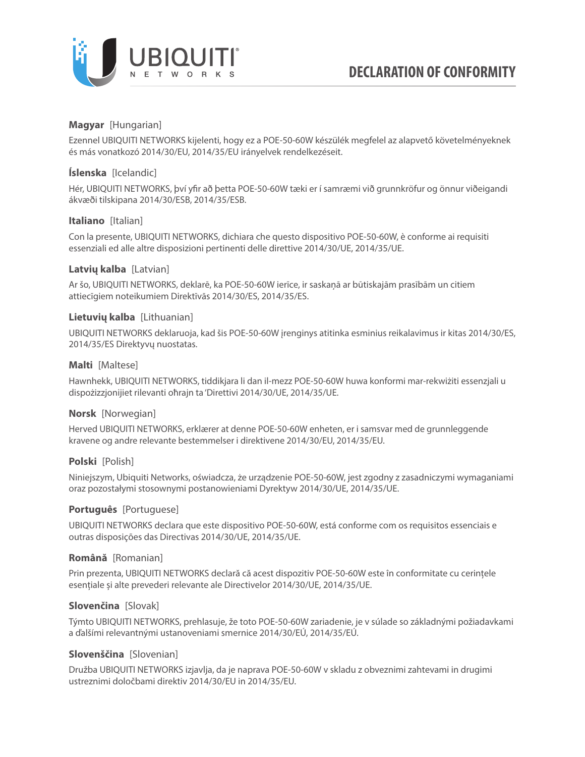# DECLARATION OF CONFORMITY

**Magyar** [Hungarian]

Ezennel UBIQUITI NETWORKS kijelenti, hogy ez a POE-50-60W készülék megfelel az alapvető követelményeknek és más vonatkozó 2014/30/EU, 2014/35/EU irányelvek rendelkezéseit.

**Íslenska** [Icelandic]

Hér, UBIQUITI NETWORKS, því yfir að þetta POE-50-60W tæki er í samræmi við grunnkröfur og önnur viðeigandi ákvæði tilskipana 2014/30/ESB, 2014/35/ESB.

**Italiano** [Italian]

Con la presente, UBIQUITI NETWORKS, dichiara che questo dispositivo POE-50-60W, è conforme ai requisiti essenziali ed alle altre disposizioni pertinenti delle direttive 2014/30/UE, 2014/35/UE.

**Latvių kalba** [Latvian]

Ar šo, UBIQUITI NETWORKS, deklarē, ka POE-50-60W ierīce, ir saskaņā ar būtiskajām prasībām un citiem attiecīgiem noteikumiem Direktīvās 2014/30/ES, 2014/35/ES.

**Lietuvių kalba** [Lithuanian]

UBIQUITI NETWORKS deklaruoja, kad šis POE-50-60W įrenginys atitinka esminius reikalavimus ir kitas 2014/30/ES, 2014/35/ES Direktyvų nuostatas.

**Malti** [Maltese]

Hawnhekk, UBIQUITI NETWORKS, tiddikjara li dan il-mezz POE-50-60W huwa konformi mar-rekwiżiti essenzjali u dispożizzjonijiet rilevanti oħrajn ta 'Direttivi 2014/30/UE, 2014/35/UE.

**Norsk** [Norwegian]

Herved UBIQUITI NETWORKS, erklærer at denne POE-50-60W enheten, er i samsvar med de grunnleggende kravene og andre relevante bestemmelser i direktivene 2014/30/EU, 2014/35/EU.

**Polski** [Polish]

Niniejszym, Ubiquiti Networks, oświadcza, że urządzenie POE-50-60W, jest zgodny z zasadniczymi wymaganiami oraz pozostałymi stosownymi postanowieniami Dyrektyw 2014/30/UE, 2014/35/UE.

**Português** [Portuguese]

UBIQUITI NETWORKS declara que este dispositivo POE-50-60W, está conforme com os requisitos essenciais e outras disposições das Directivas 2014/30/UE, 2014/35/UE.

**Română** [Romanian]

Prin prezenta, UBIQUITI NETWORKS declară că acest dispozitiv POE-50-60W este în conformitate cu cerințele esențiale și alte prevederi relevante ale Directivelor 2014/30/UE, 2014/35/UE.

**Slovenčina** [Slovak]

Týmto UBIQUITI NETWORKS, prehlasuje, že toto POE-50-60W zariadenie, je v súlade so základnými požiadavkami a ďalšími relevantnými ustanoveniami smernice 2014/30/EÚ, 2014/35/EÚ.

**Slovenščina** [Slovenian]

Družba UBIQUITI NETWORKS izjavlja, da je naprava POE-50-60W v skladu z obveznimi zahtevami in drugimi ustreznimi določbami direktiv 2014/30/EU in 2014/35/EU.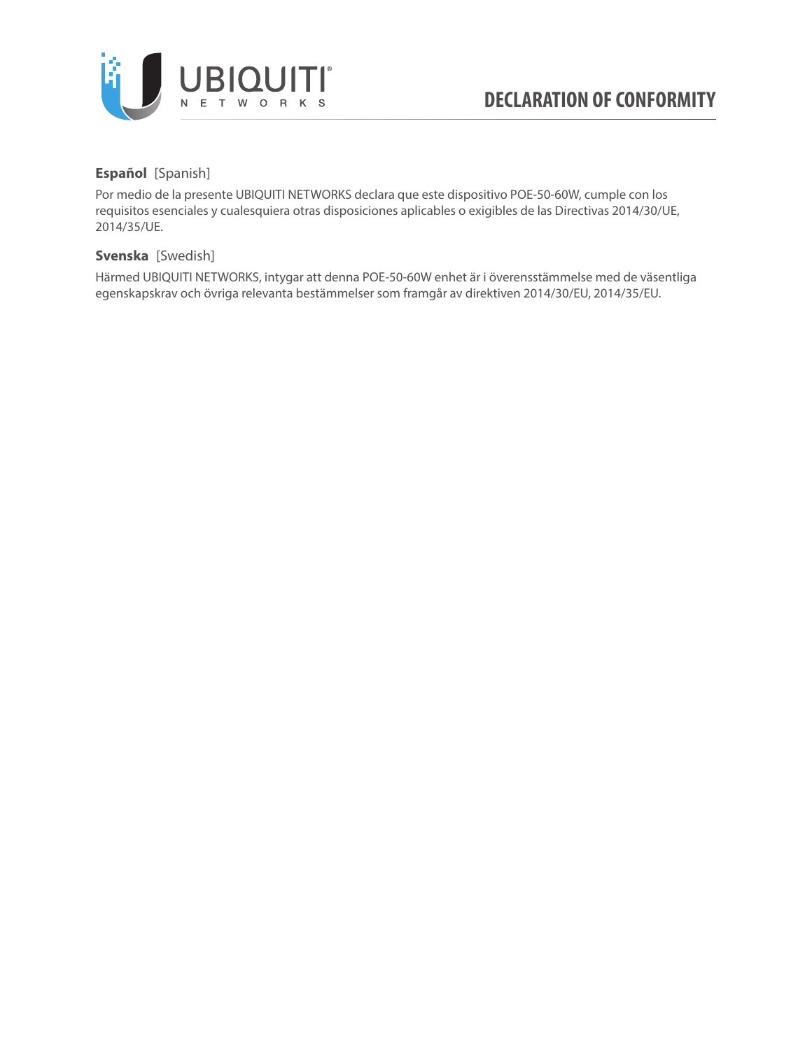**Español** [Spanish]

Por medio de la presente UBIQUITI NETWORKS declara que este dispositivo POE-50-60W, cumple con los requisitos esenciales y cualesquiera otras disposiciones aplicables o exigibles de las Directivas 2014/30/UE, 2014/35/UE.

**Svenska** [Swedish]

Härmed UBIQUITI NETWORKS, intygar att denna POE-50-60W enhet är i överensstämmelse med de väsentliga egenskapskrav och övriga relevanta bestämmelser som framgår av direktiven 2014/30/EU, 2014/35/EU.